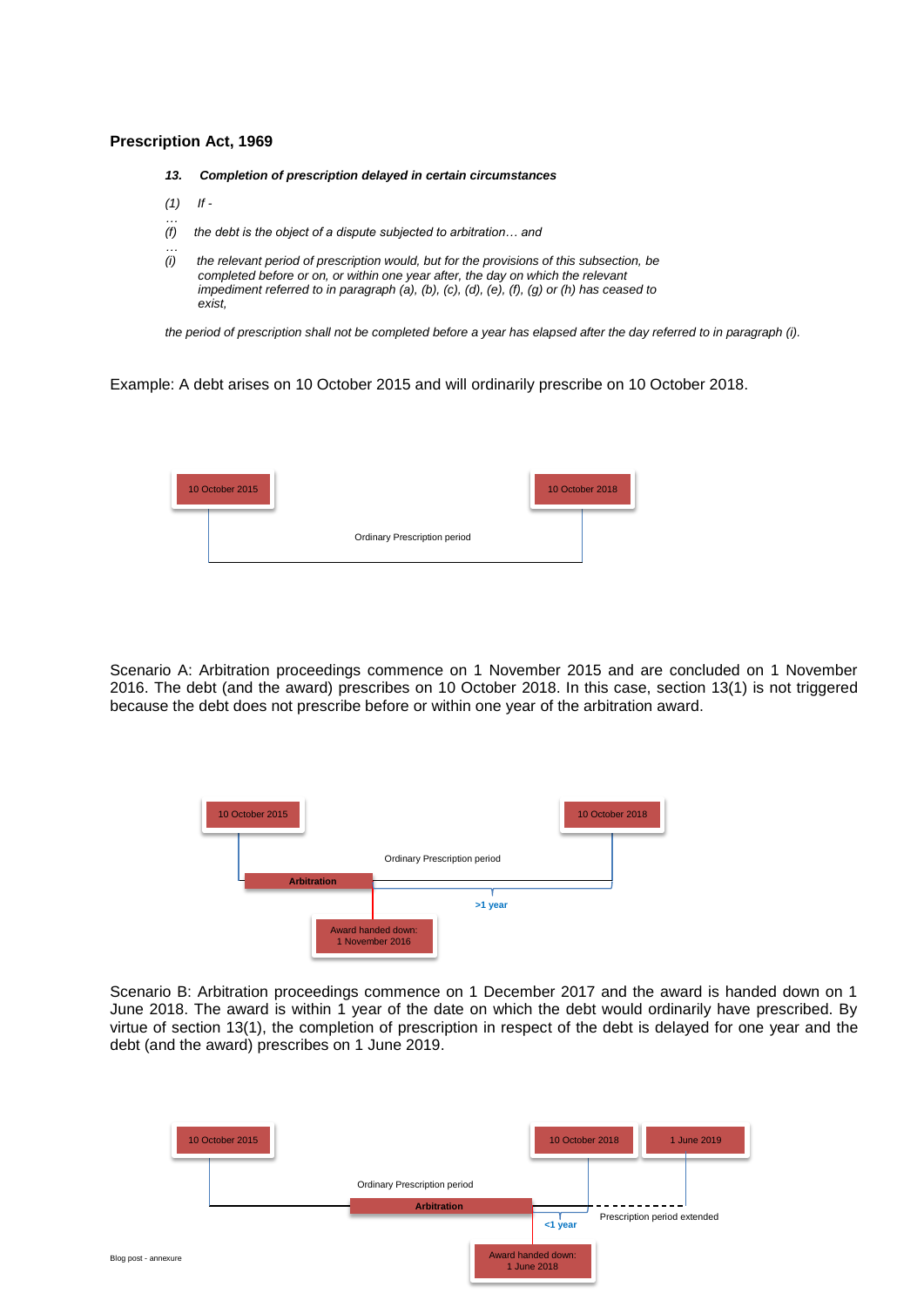## Prescription Act, 1969

***13. Completion of prescription delayed in certain circumstances***

*(1) If -*

*…*

*(f) the debt is the object of a dispute subjected to arbitration… and*

*…*

*(i) the relevant period of prescription would, but for the provisions of this subsection, be completed before or on, or within one year after, the day on which the relevant impediment referred to in paragraph (a), (b), (c), (d), (e), (f), (g) or (h) has ceased to exist,*

*the period of prescription shall not be completed before a year has elapsed after the day referred to in paragraph (i).*

Example: A debt arises on 10 October 2015 and will ordinarily prescribe on 10 October 2018.

10 October 2015

10 October 2018

Ordinary Prescription period

Scenario A: Arbitration proceedings commence on 1 November 2015 and are concluded on 1 November 2016. The debt (and the award) prescribes on 10 October 2018. In this case, section 13(1) is not triggered because the debt does not prescribe before or within one year of the arbitration award.

10 October 2015

10 October 2018

Ordinary Prescription period

**Arbitration**

**>1 year**

Award handed down: 1 November 2016

Scenario B: Arbitration proceedings commence on 1 December 2017 and the award is handed down on 1 June 2018. The award is within 1 year of the date on which the debt would ordinarily have prescribed. By virtue of section 13(1), the completion of prescription in respect of the debt is delayed for one year and the debt (and the award) prescribes on 1 June 2019.

10 October 2015

10 October 2018

1 June 2019

Ordinary Prescription period

**Arbitration**

**<1 year**

Prescription period extended

Award handed down: 1 June 2018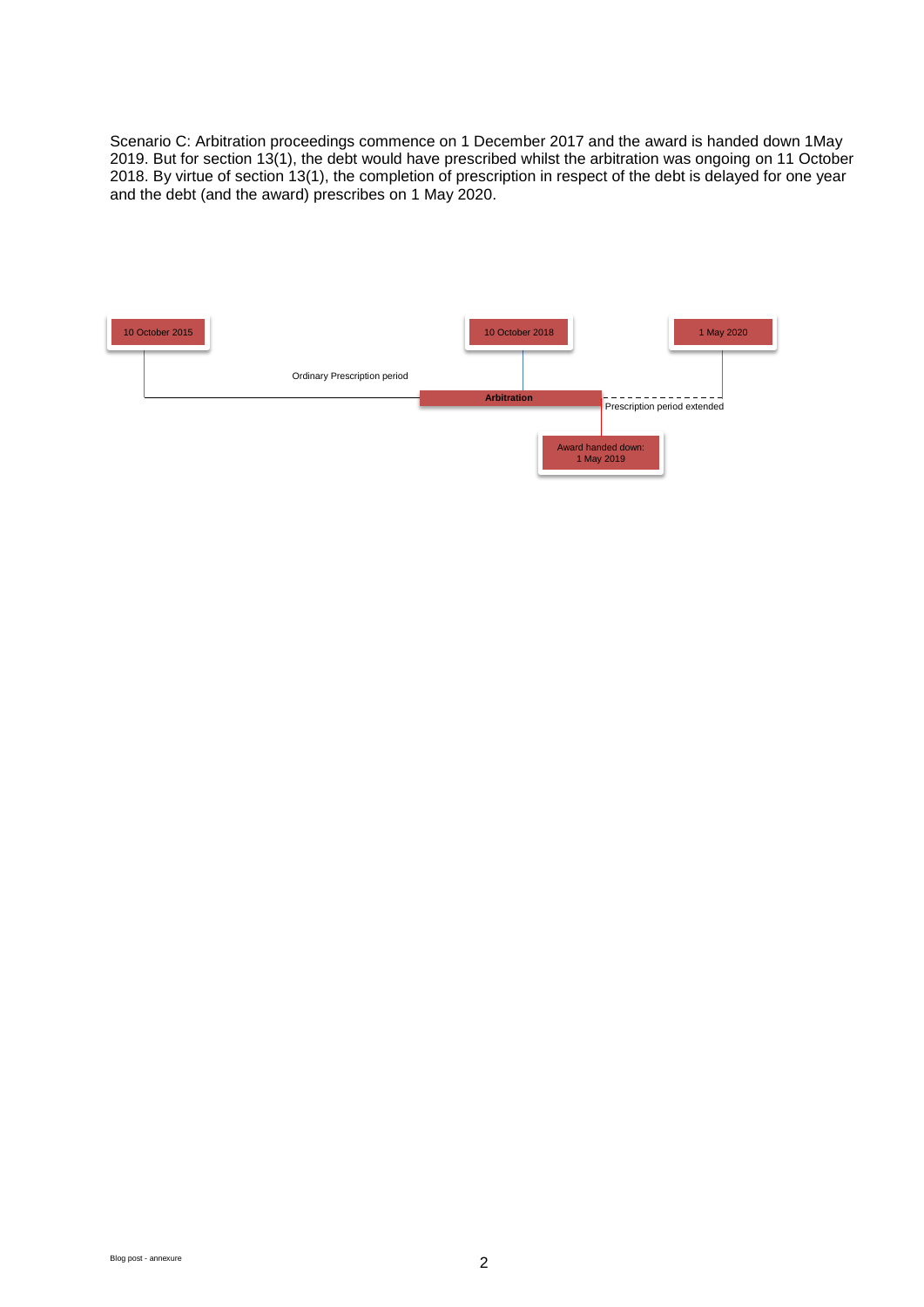Scenario C: Arbitration proceedings commence on 1 December 2017 and the award is handed down 1May 2019. But for section 13(1), the debt would have prescribed whilst the arbitration was ongoing on 11 October 2018. By virtue of section 13(1), the completion of prescription in respect of the debt is delayed for one year and the debt (and the award) prescribes on 1 May 2020.

10 October 2015

10 October 2018

1 May 2020

Ordinary Prescription period

Arbitration

Prescription period extended

Award handed down: 1 May 2019